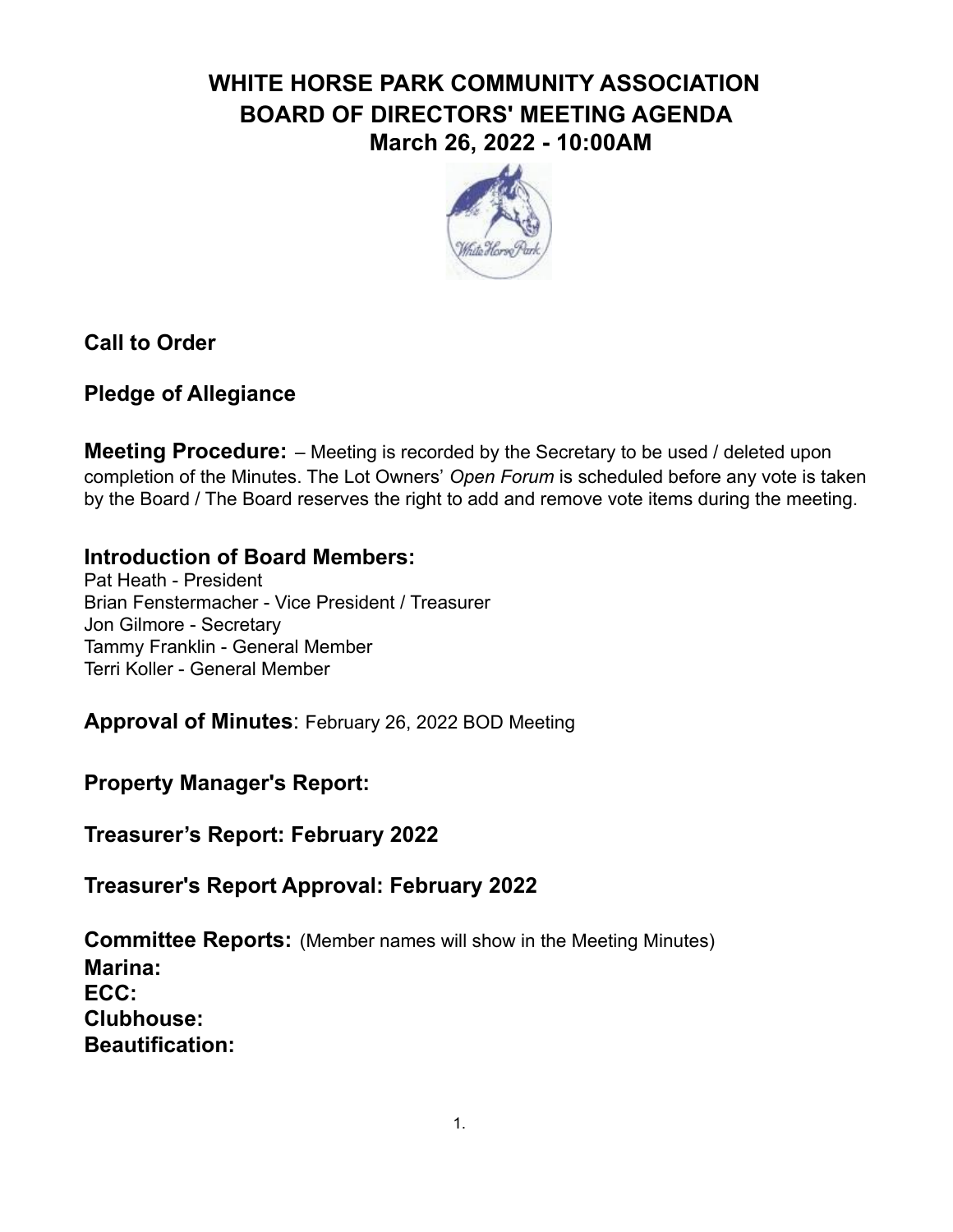# WHITE HORSE PARK COMMUNITY ASSOCIATION
## BOARD OF DIRECTORS' MEETING AGENDA
## March 26, 2022 - 10:00AM

**Call to Order**

**Pledge of Allegiance**

**Meeting Procedure:** – Meeting is recorded by the Secretary to be used / deleted upon completion of the Minutes. The Lot Owners' *Open Forum* is scheduled before any vote is taken by the Board / The Board reserves the right to add and remove vote items during the meeting.

**Introduction of Board Members:**
Pat Heath - President
Brian Fenstermacher - Vice President / Treasurer
Jon Gilmore - Secretary
Tammy Franklin - General Member
Terri Koller - General Member

**Approval of Minutes**: February 26, 2022 BOD Meeting

**Property Manager's Report:**

**Treasurer's Report: February 2022**

**Treasurer's Report Approval: February 2022**

**Committee Reports:** (Member names will show in the Meeting Minutes)
**Marina:**
**ECC:**
**Clubhouse:**
**Beautification:**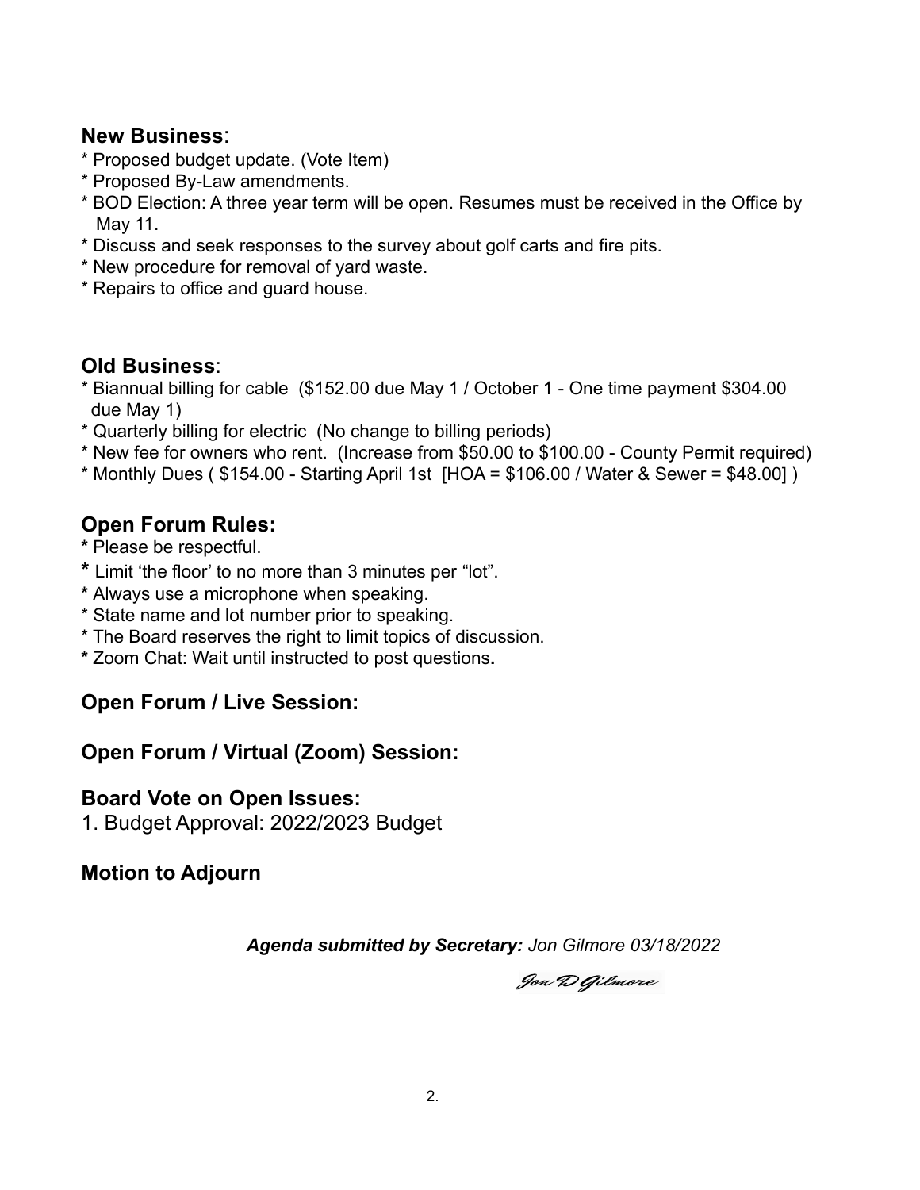## **New Business**:

* Proposed budget update. (Vote Item)
* Proposed By-Law amendments.
* BOD Election: A three year term will be open. Resumes must be received in the Office by May 11.
* Discuss and seek responses to the survey about golf carts and fire pits.
* New procedure for removal of yard waste.
* Repairs to office and guard house.

## **Old Business**:

* Biannual billing for cable ($152.00 due May 1 / October 1 - One time payment $304.00 due May 1)
* Quarterly billing for electric (No change to billing periods)
* New fee for owners who rent. (Increase from $50.00 to $100.00 - County Permit required)
* Monthly Dues ( $154.00 - Starting April 1st [HOA = $106.00 / Water & Sewer = $48.00] )

## **Open Forum Rules:**

* Please be respectful.
* Limit 'the floor' to no more than 3 minutes per "lot".
* Always use a microphone when speaking.
* State name and lot number prior to speaking.
* The Board reserves the right to limit topics of discussion.
* Zoom Chat: Wait until instructed to post questions.

## **Open Forum / Live Session:**

## **Open Forum / Virtual (Zoom) Session:**

## **Board Vote on Open Issues:**

1. Budget Approval: 2022/2023 Budget

## **Motion to Adjourn**

***Agenda submitted by Secretary:*** *Jon Gilmore 03/18/2022*

*Jon D Gilmore*